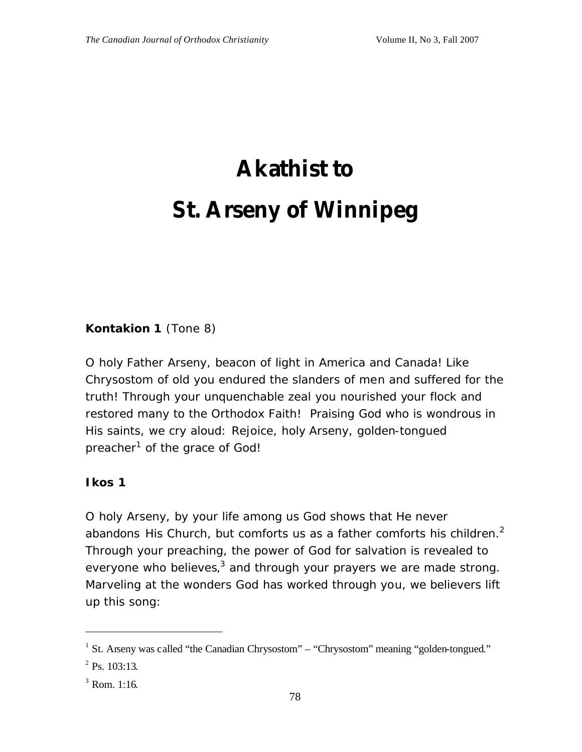# Akathist to St. Arseny of Winnipeg

**Kontakion 1** (Tone 8)

O holy Father Arseny, beacon of light in America and Canada! Like Chrysostom of old you endured the slanders of men and suffered for the truth! Through your unquenchable zeal you nourished your flock and restored many to the Orthodox Faith! Praising God who is wondrous in His saints, we cry aloud: Rejoice, holy Arseny, golden-tongued preacher[1] of the grace of God!

**Ikos 1**

O holy Arseny, by your life among us God shows that He never abandons His Church, but comforts us as a father comforts his children.[2] Through your preaching, the power of God for salvation is revealed to everyone who believes,[3] and through your prayers we are made strong. Marveling at the wonders God has worked through you, we believers lift up this song:

---

[1] St. Arseny was called "the Canadian Chrysostom" – "Chrysostom" meaning "golden-tongued."

[2] Ps. 103:13.

[3] Rom. 1:16.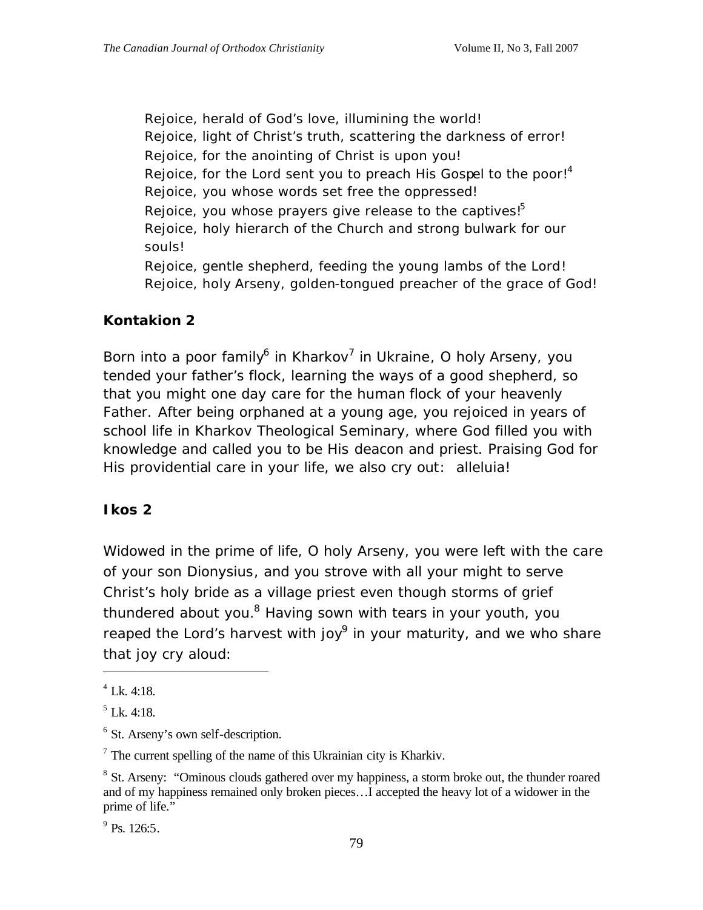Rejoice, herald of God's love, illumining the world!
Rejoice, light of Christ's truth, scattering the darkness of error!
Rejoice, for the anointing of Christ is upon you!
Rejoice, for the Lord sent you to preach His Gospel to the poor![4]
Rejoice, you whose words set free the oppressed!
Rejoice, you whose prayers give release to the captives![5]
Rejoice, holy hierarch of the Church and strong bulwark for our souls!
Rejoice, gentle shepherd, feeding the young lambs of the Lord!
Rejoice, holy Arseny, golden-tongued preacher of the grace of God!

**Kontakion 2**

Born into a poor family[6] in Kharkov[7] in Ukraine, O holy Arseny, you tended your father's flock, learning the ways of a good shepherd, so that you might one day care for the human flock of your heavenly Father. After being orphaned at a young age, you rejoiced in years of school life in Kharkov Theological Seminary, where God filled you with knowledge and called you to be His deacon and priest. Praising God for His providential care in your life, we also cry out: alleluia!

**Ikos 2**

Widowed in the prime of life, O holy Arseny, you were left with the care of your son Dionysius, and you strove with all your might to serve Christ's holy bride as a village priest even though storms of grief thundered about you.[8] Having sown with tears in your youth, you reaped the Lord's harvest with joy[9] in your maturity, and we who share that joy cry aloud:

---

[4] Lk. 4:18.

[5] Lk. 4:18.

[6] St. Arseny's own self-description.

[7] The current spelling of the name of this Ukrainian city is Kharkiv.

[8] St. Arseny: "Ominous clouds gathered over my happiness, a storm broke out, the thunder roared and of my happiness remained only broken pieces…I accepted the heavy lot of a widower in the prime of life."

[9] Ps. 126:5.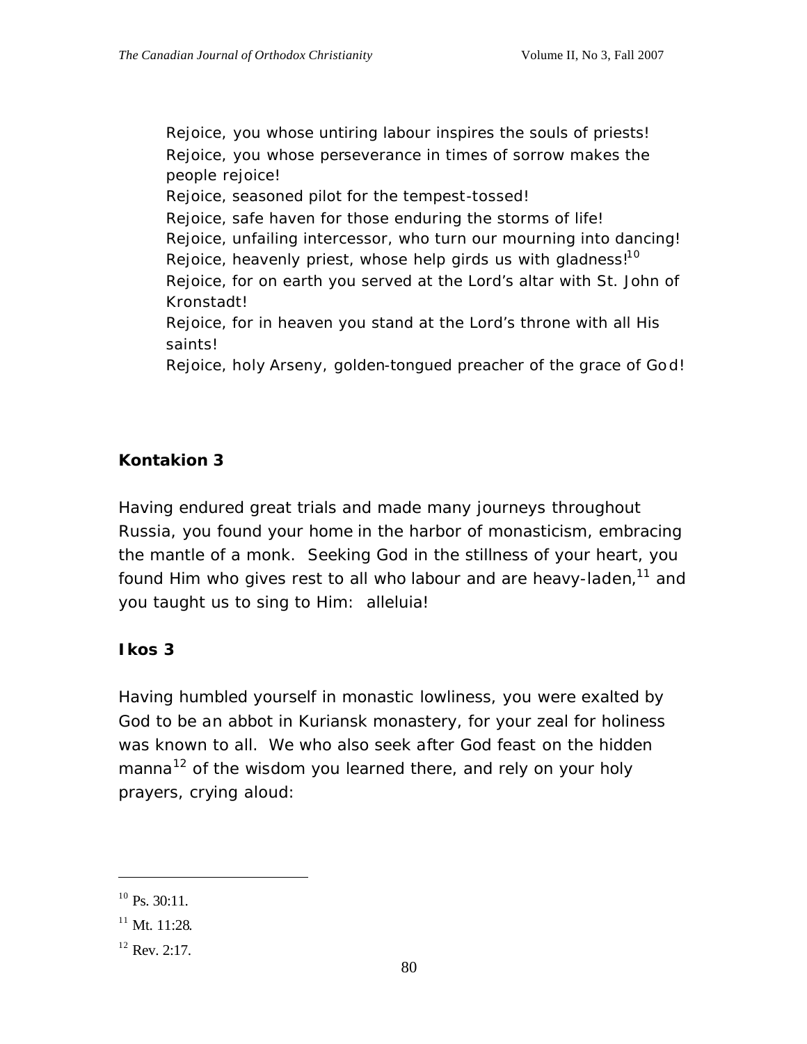Rejoice, you whose untiring labour inspires the souls of priests!
Rejoice, you whose perseverance in times of sorrow makes the people rejoice!
Rejoice, seasoned pilot for the tempest-tossed!
Rejoice, safe haven for those enduring the storms of life!
Rejoice, unfailing intercessor, who turn our mourning into dancing!
Rejoice, heavenly priest, whose help girds us with gladness![10]
Rejoice, for on earth you served at the Lord's altar with St. John of Kronstadt!
Rejoice, for in heaven you stand at the Lord's throne with all His saints!
Rejoice, holy Arseny, golden-tongued preacher of the grace of God!

**Kontakion 3**

Having endured great trials and made many journeys throughout Russia, you found your home in the harbor of monasticism, embracing the mantle of a monk. Seeking God in the stillness of your heart, you found Him who gives rest to all who labour and are heavy-laden,[11] and you taught us to sing to Him: alleluia!

**Ikos 3**

Having humbled yourself in monastic lowliness, you were exalted by God to be an abbot in Kuriansk monastery, for your zeal for holiness was known to all. We who also seek after God feast on the hidden manna[12] of the wisdom you learned there, and rely on your holy prayers, crying aloud:

---

[10] Ps. 30:11.

[11] Mt. 11:28.

[12] Rev. 2:17.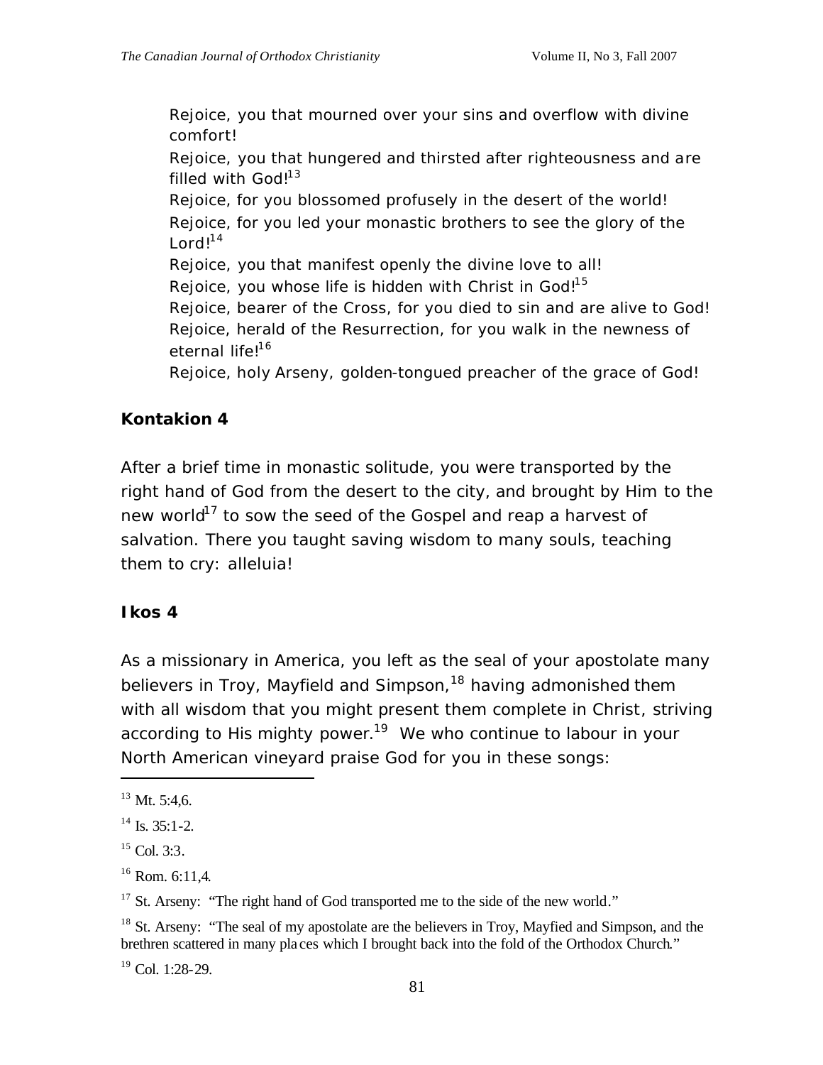Rejoice, you that mourned over your sins and overflow with divine comfort!
Rejoice, you that hungered and thirsted after righteousness and are filled with God![13]
Rejoice, for you blossomed profusely in the desert of the world!
Rejoice, for you led your monastic brothers to see the glory of the Lord![14]
Rejoice, you that manifest openly the divine love to all!
Rejoice, you whose life is hidden with Christ in God![15]
Rejoice, bearer of the Cross, for you died to sin and are alive to God!
Rejoice, herald of the Resurrection, for you walk in the newness of eternal life![16]
Rejoice, holy Arseny, golden-tongued preacher of the grace of God!

**Kontakion 4**

After a brief time in monastic solitude, you were transported by the right hand of God from the desert to the city, and brought by Him to the new world[17] to sow the seed of the Gospel and reap a harvest of salvation. There you taught saving wisdom to many souls, teaching them to cry: alleluia!

**Ikos 4**

As a missionary in America, you left as the seal of your apostolate many believers in Troy, Mayfield and Simpson,[18] having admonished them with all wisdom that you might present them complete in Christ, striving according to His mighty power.[19] We who continue to labour in your North American vineyard praise God for you in these songs:

---

[13] Mt. 5:4,6.

[14] Is. 35:1-2.

[15] Col. 3:3.

[16] Rom. 6:11,4.

[17] St. Arseny: "The right hand of God transported me to the side of the new world."

[18] St. Arseny: "The seal of my apostolate are the believers in Troy, Mayfied and Simpson, and the brethren scattered in many places which I brought back into the fold of the Orthodox Church."

[19] Col. 1:28-29.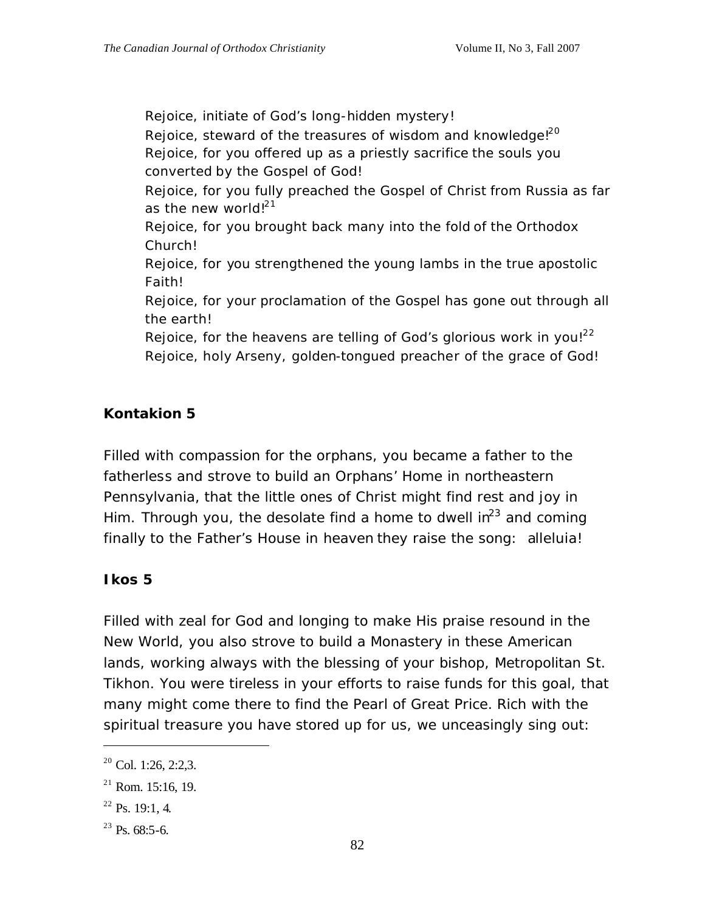Rejoice, initiate of God's long-hidden mystery!
Rejoice, steward of the treasures of wisdom and knowledge![20]
Rejoice, for you offered up as a priestly sacrifice the souls you converted by the Gospel of God!
Rejoice, for you fully preached the Gospel of Christ from Russia as far as the new world![21]
Rejoice, for you brought back many into the fold of the Orthodox Church!
Rejoice, for you strengthened the young lambs in the true apostolic Faith!
Rejoice, for your proclamation of the Gospel has gone out through all the earth!
Rejoice, for the heavens are telling of God's glorious work in you![22]
Rejoice, holy Arseny, golden-tongued preacher of the grace of God!

**Kontakion 5**

Filled with compassion for the orphans, you became a father to the fatherless and strove to build an Orphans' Home in northeastern Pennsylvania, that the little ones of Christ might find rest and joy in Him. Through you, the desolate find a home to dwell in[23] and coming finally to the Father's House in heaven they raise the song: alleluia!

**Ikos 5**

Filled with zeal for God and longing to make His praise resound in the New World, you also strove to build a Monastery in these American lands, working always with the blessing of your bishop, Metropolitan St. Tikhon. You were tireless in your efforts to raise funds for this goal, that many might come there to find the Pearl of Great Price. Rich with the spiritual treasure you have stored up for us, we unceasingly sing out:

---

[20] Col. 1:26, 2:2,3.

[21] Rom. 15:16, 19.

[22] Ps. 19:1, 4.

[23] Ps. 68:5-6.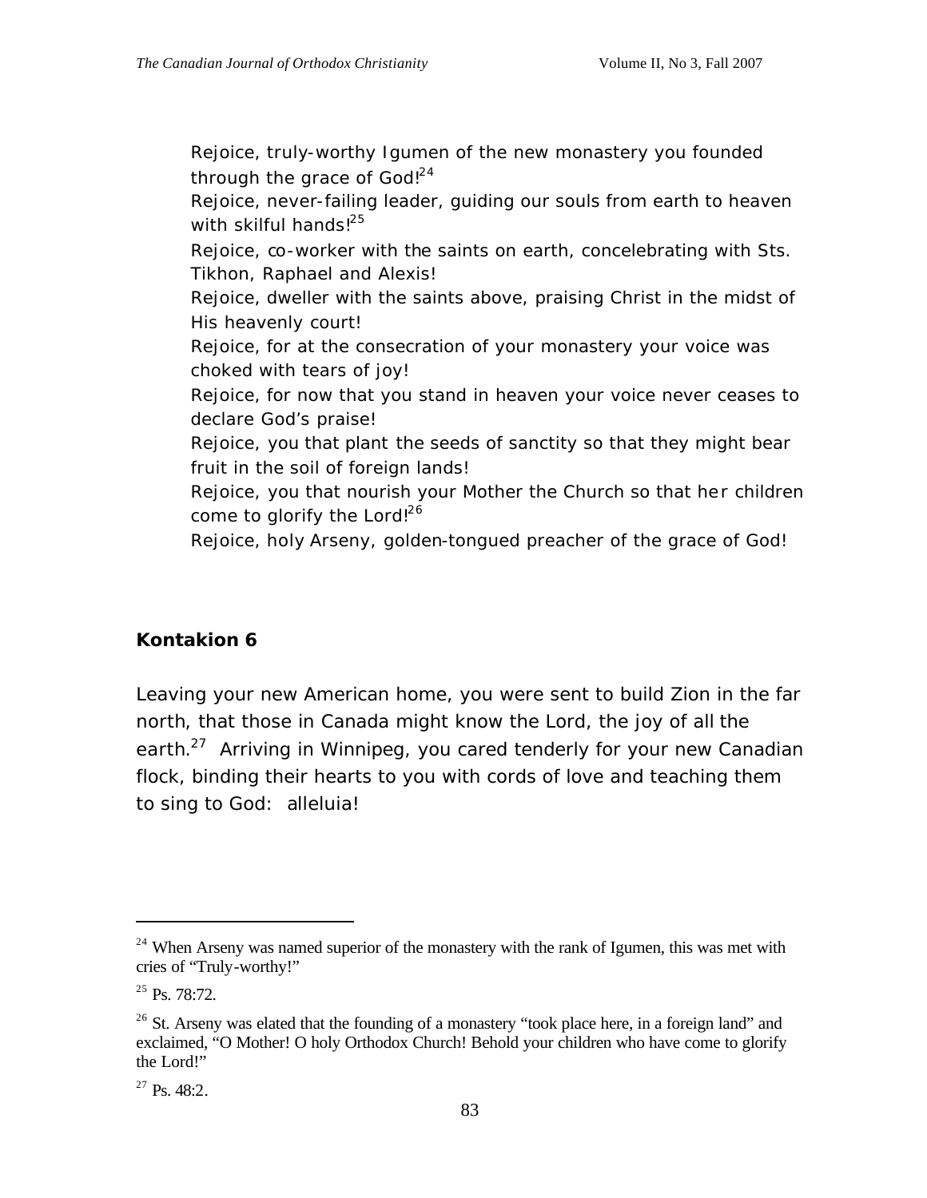Rejoice, truly-worthy Igumen of the new monastery you founded through the grace of God![24]
Rejoice, never-failing leader, guiding our souls from earth to heaven with skilful hands![25]
Rejoice, co-worker with the saints on earth, concelebrating with Sts. Tikhon, Raphael and Alexis!
Rejoice, dweller with the saints above, praising Christ in the midst of His heavenly court!
Rejoice, for at the consecration of your monastery your voice was choked with tears of joy!
Rejoice, for now that you stand in heaven your voice never ceases to declare God's praise!
Rejoice, you that plant the seeds of sanctity so that they might bear fruit in the soil of foreign lands!
Rejoice, you that nourish your Mother the Church so that her children come to glorify the Lord![26]
Rejoice, holy Arseny, golden-tongued preacher of the grace of God!

**Kontakion 6**

Leaving your new American home, you were sent to build Zion in the far north, that those in Canada might know the Lord, the joy of all the earth.[27] Arriving in Winnipeg, you cared tenderly for your new Canadian flock, binding their hearts to you with cords of love and teaching them to sing to God: alleluia!

---

[24] When Arseny was named superior of the monastery with the rank of Igumen, this was met with cries of "Truly-worthy!"

[25] Ps. 78:72.

[26] St. Arseny was elated that the founding of a monastery "took place here, in a foreign land" and exclaimed, "O Mother! O holy Orthodox Church! Behold your children who have come to glorify the Lord!"

[27] Ps. 48:2.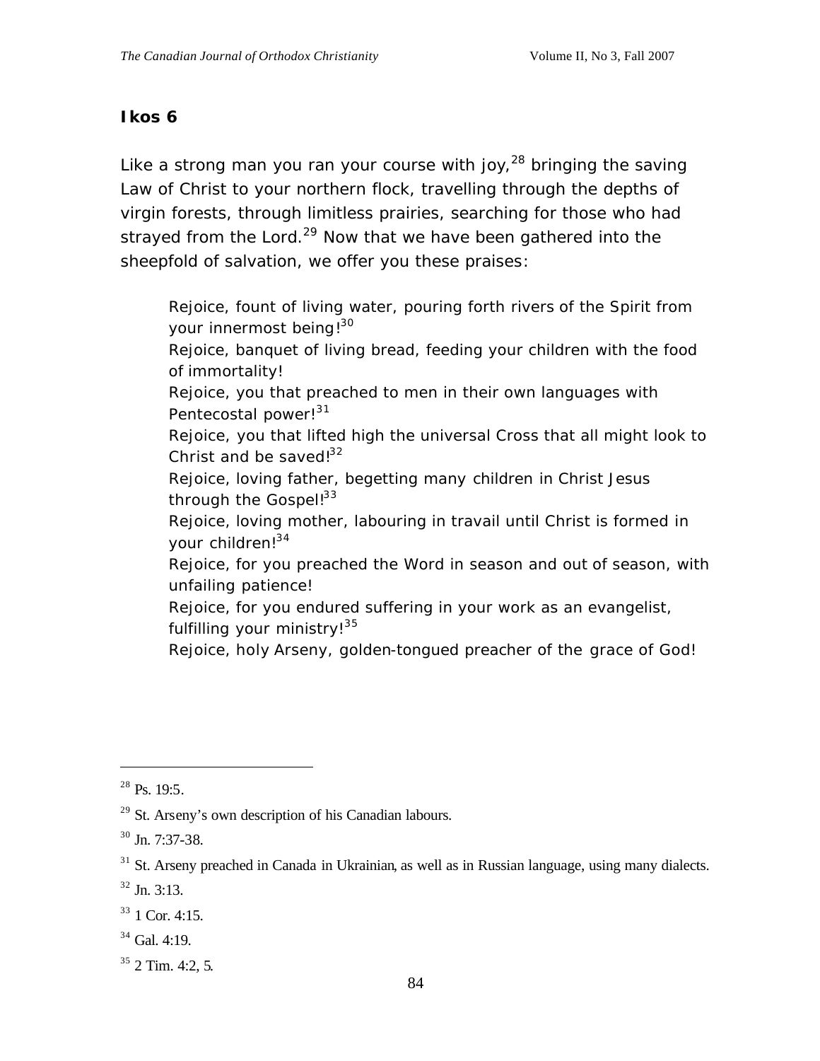**Ikos 6**

Like a strong man you ran your course with joy,[28] bringing the saving Law of Christ to your northern flock, travelling through the depths of virgin forests, through limitless prairies, searching for those who had strayed from the Lord.[29] Now that we have been gathered into the sheepfold of salvation, we offer you these praises:

> Rejoice, fount of living water, pouring forth rivers of the Spirit from your innermost being![30]
> Rejoice, banquet of living bread, feeding your children with the food of immortality!
> Rejoice, you that preached to men in their own languages with Pentecostal power![31]
> Rejoice, you that lifted high the universal Cross that all might look to Christ and be saved![32]
> Rejoice, loving father, begetting many children in Christ Jesus through the Gospel![33]
> Rejoice, loving mother, labouring in travail until Christ is formed in your children![34]
> Rejoice, for you preached the Word in season and out of season, with unfailing patience!
> Rejoice, for you endured suffering in your work as an evangelist, fulfilling your ministry![35]
> Rejoice, holy Arseny, golden-tongued preacher of the grace of God!

---

[28] Ps. 19:5.

[29] St. Arseny's own description of his Canadian labours.

[30] Jn. 7:37-38.

[31] St. Arseny preached in Canada in Ukrainian, as well as in Russian language, using many dialects.

[32] Jn. 3:13.

[33] 1 Cor. 4:15.

[34] Gal. 4:19.

[35] 2 Tim. 4:2, 5.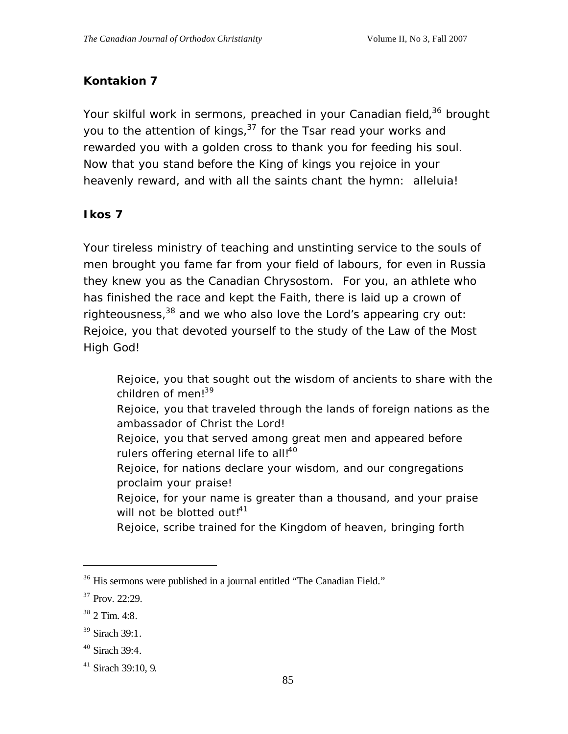**Kontakion 7**

Your skilful work in sermons, preached in your Canadian field,[36] brought you to the attention of kings,[37] for the Tsar read your works and rewarded you with a golden cross to thank you for feeding his soul. Now that you stand before the King of kings you rejoice in your heavenly reward, and with all the saints chant the hymn: alleluia!

**Ikos 7**

Your tireless ministry of teaching and unstinting service to the souls of men brought you fame far from your field of labours, for even in Russia they knew you as the Canadian Chrysostom. For you, an athlete who has finished the race and kept the Faith, there is laid up a crown of righteousness,[38] and we who also love the Lord's appearing cry out: Rejoice, you that devoted yourself to the study of the Law of the Most High God!

> Rejoice, you that sought out the wisdom of ancients to share with the children of men![39]
> Rejoice, you that traveled through the lands of foreign nations as the ambassador of Christ the Lord!
> Rejoice, you that served among great men and appeared before rulers offering eternal life to all![40]
> Rejoice, for nations declare your wisdom, and our congregations proclaim your praise!
> Rejoice, for your name is greater than a thousand, and your praise will not be blotted out![41]
> Rejoice, scribe trained for the Kingdom of heaven, bringing forth

---

[36] His sermons were published in a journal entitled "The Canadian Field."

[37] Prov. 22:29.

[38] 2 Tim. 4:8.

[39] Sirach 39:1.

[40] Sirach 39:4.

[41] Sirach 39:10, 9.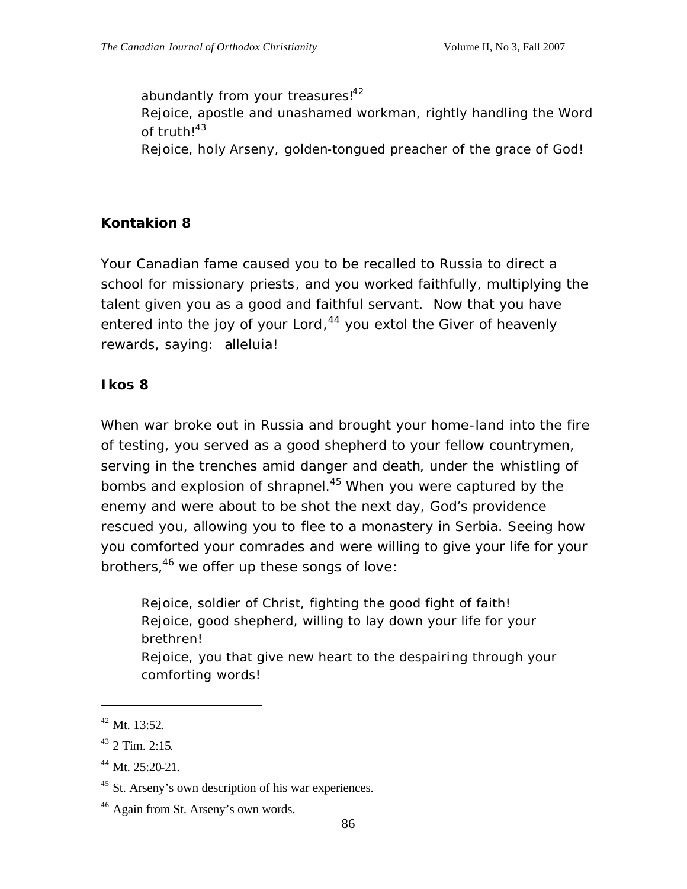abundantly from your treasures![42]
Rejoice, apostle and unashamed workman, rightly handling the Word of truth![43]
Rejoice, holy Arseny, golden-tongued preacher of the grace of God!

**Kontakion 8**

Your Canadian fame caused you to be recalled to Russia to direct a school for missionary priests, and you worked faithfully, multiplying the talent given you as a good and faithful servant. Now that you have entered into the joy of your Lord,[44] you extol the Giver of heavenly rewards, saying: alleluia!

**Ikos 8**

When war broke out in Russia and brought your home-land into the fire of testing, you served as a good shepherd to your fellow countrymen, serving in the trenches amid danger and death, under the whistling of bombs and explosion of shrapnel.[45] When you were captured by the enemy and were about to be shot the next day, God's providence rescued you, allowing you to flee to a monastery in Serbia. Seeing how you comforted your comrades and were willing to give your life for your brothers,[46] we offer up these songs of love:

Rejoice, soldier of Christ, fighting the good fight of faith!
Rejoice, good shepherd, willing to lay down your life for your brethren!
Rejoice, you that give new heart to the despairing through your comforting words!

---

[42] Mt. 13:52.

[43] 2 Tim. 2:15.

[44] Mt. 25:20-21.

[45] St. Arseny's own description of his war experiences.

[46] Again from St. Arseny's own words.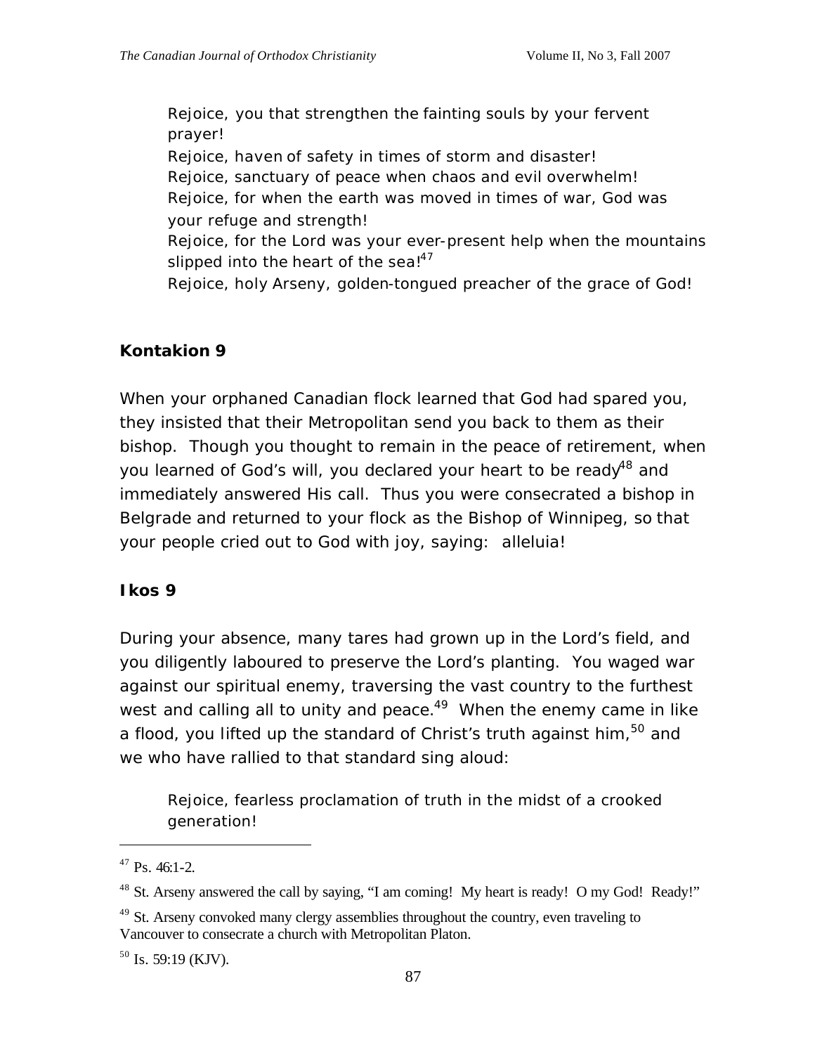Rejoice, you that strengthen the fainting souls by your fervent prayer!
Rejoice, haven of safety in times of storm and disaster!
Rejoice, sanctuary of peace when chaos and evil overwhelm!
Rejoice, for when the earth was moved in times of war, God was your refuge and strength!
Rejoice, for the Lord was your ever-present help when the mountains slipped into the heart of the sea![47]
Rejoice, holy Arseny, golden-tongued preacher of the grace of God!

### Kontakion 9

When your orphaned Canadian flock learned that God had spared you, they insisted that their Metropolitan send you back to them as their bishop. Though you thought to remain in the peace of retirement, when you learned of God's will, you declared your heart to be ready[48] and immediately answered His call. Thus you were consecrated a bishop in Belgrade and returned to your flock as the Bishop of Winnipeg, so that your people cried out to God with joy, saying: alleluia!

### Ikos 9

During your absence, many tares had grown up in the Lord's field, and you diligently laboured to preserve the Lord's planting. You waged war against our spiritual enemy, traversing the vast country to the furthest west and calling all to unity and peace.[49] When the enemy came in like a flood, you lifted up the standard of Christ's truth against him,[50] and we who have rallied to that standard sing aloud:

Rejoice, fearless proclamation of truth in the midst of a crooked generation!

---

[47] Ps. 46:1-2.

[48] St. Arseny answered the call by saying, "I am coming! My heart is ready! O my God! Ready!"

[49] St. Arseny convoked many clergy assemblies throughout the country, even traveling to Vancouver to consecrate a church with Metropolitan Platon.

[50] Is. 59:19 (KJV).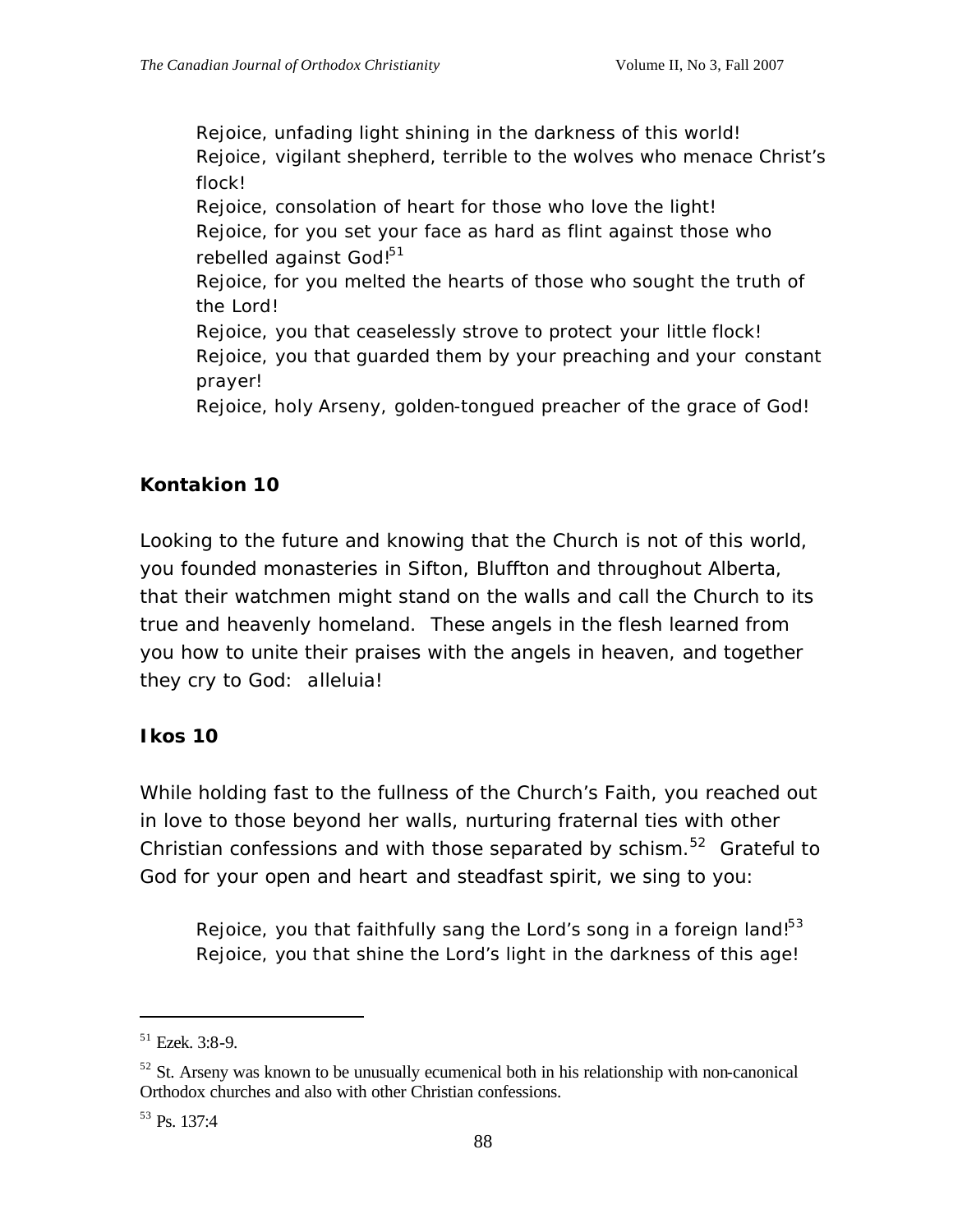> Rejoice, unfading light shining in the darkness of this world!
> Rejoice, vigilant shepherd, terrible to the wolves who menace Christ's flock!
> Rejoice, consolation of heart for those who love the light!
> Rejoice, for you set your face as hard as flint against those who rebelled against God![51]
> Rejoice, for you melted the hearts of those who sought the truth of the Lord!
> Rejoice, you that ceaselessly strove to protect your little flock!
> Rejoice, you that guarded them by your preaching and your constant prayer!
> Rejoice, holy Arseny, golden-tongued preacher of the grace of God!

**Kontakion 10**

Looking to the future and knowing that the Church is not of this world, you founded monasteries in Sifton, Bluffton and throughout Alberta, that their watchmen might stand on the walls and call the Church to its true and heavenly homeland. These angels in the flesh learned from you how to unite their praises with the angels in heaven, and together they cry to God: alleluia!

**Ikos 10**

While holding fast to the fullness of the Church's Faith, you reached out in love to those beyond her walls, nurturing fraternal ties with other Christian confessions and with those separated by schism.[52] Grateful to God for your open and heart and steadfast spirit, we sing to you:

> Rejoice, you that faithfully sang the Lord's song in a foreign land![53]
> Rejoice, you that shine the Lord's light in the darkness of this age!

---

[51] Ezek. 3:8-9.

[52] St. Arseny was known to be unusually ecumenical both in his relationship with non-canonical Orthodox churches and also with other Christian confessions.

[53] Ps. 137:4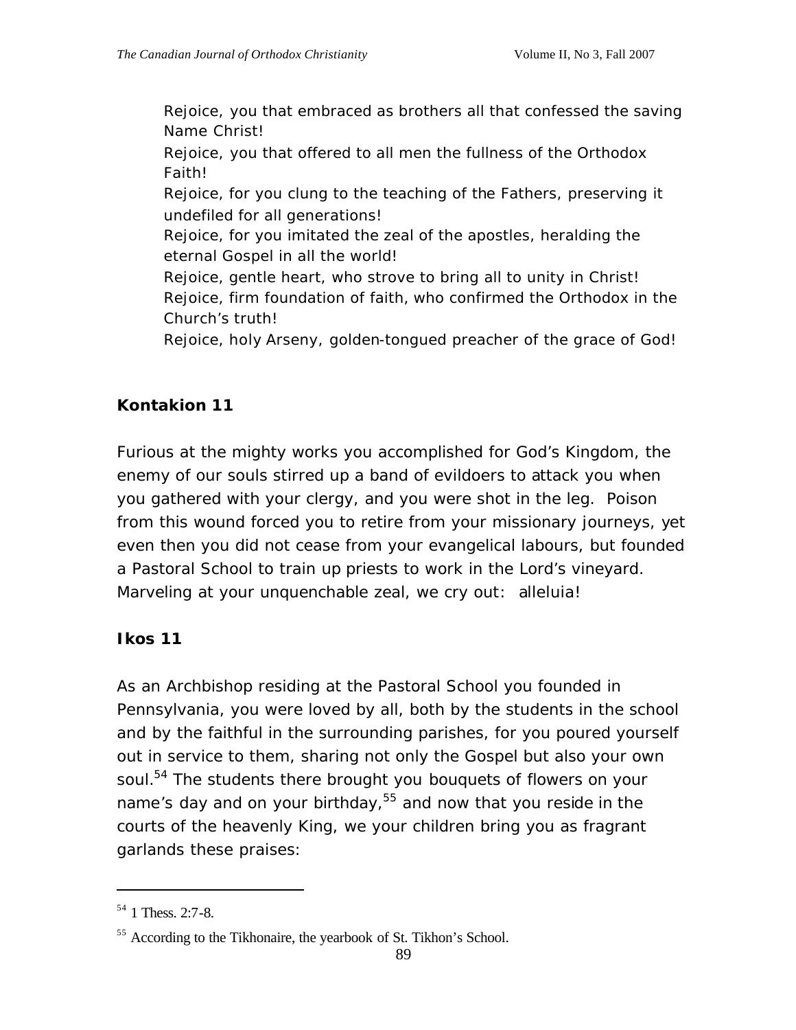Rejoice, you that embraced as brothers all that confessed the saving Name Christ!
Rejoice, you that offered to all men the fullness of the Orthodox Faith!
Rejoice, for you clung to the teaching of the Fathers, preserving it undefiled for all generations!
Rejoice, for you imitated the zeal of the apostles, heralding the eternal Gospel in all the world!
Rejoice, gentle heart, who strove to bring all to unity in Christ!
Rejoice, firm foundation of faith, who confirmed the Orthodox in the Church's truth!
Rejoice, holy Arseny, golden-tongued preacher of the grace of God!

**Kontakion 11**

Furious at the mighty works you accomplished for God's Kingdom, the enemy of our souls stirred up a band of evildoers to attack you when you gathered with your clergy, and you were shot in the leg. Poison from this wound forced you to retire from your missionary journeys, yet even then you did not cease from your evangelical labours, but founded a Pastoral School to train up priests to work in the Lord's vineyard. Marveling at your unquenchable zeal, we cry out: alleluia!

**Ikos 11**

As an Archbishop residing at the Pastoral School you founded in Pennsylvania, you were loved by all, both by the students in the school and by the faithful in the surrounding parishes, for you poured yourself out in service to them, sharing not only the Gospel but also your own soul.[54] The students there brought you bouquets of flowers on your name's day and on your birthday,[55] and now that you reside in the courts of the heavenly King, we your children bring you as fragrant garlands these praises:

---

[54] 1 Thess. 2:7-8.

[55] According to the Tikhonaire, the yearbook of St. Tikhon's School.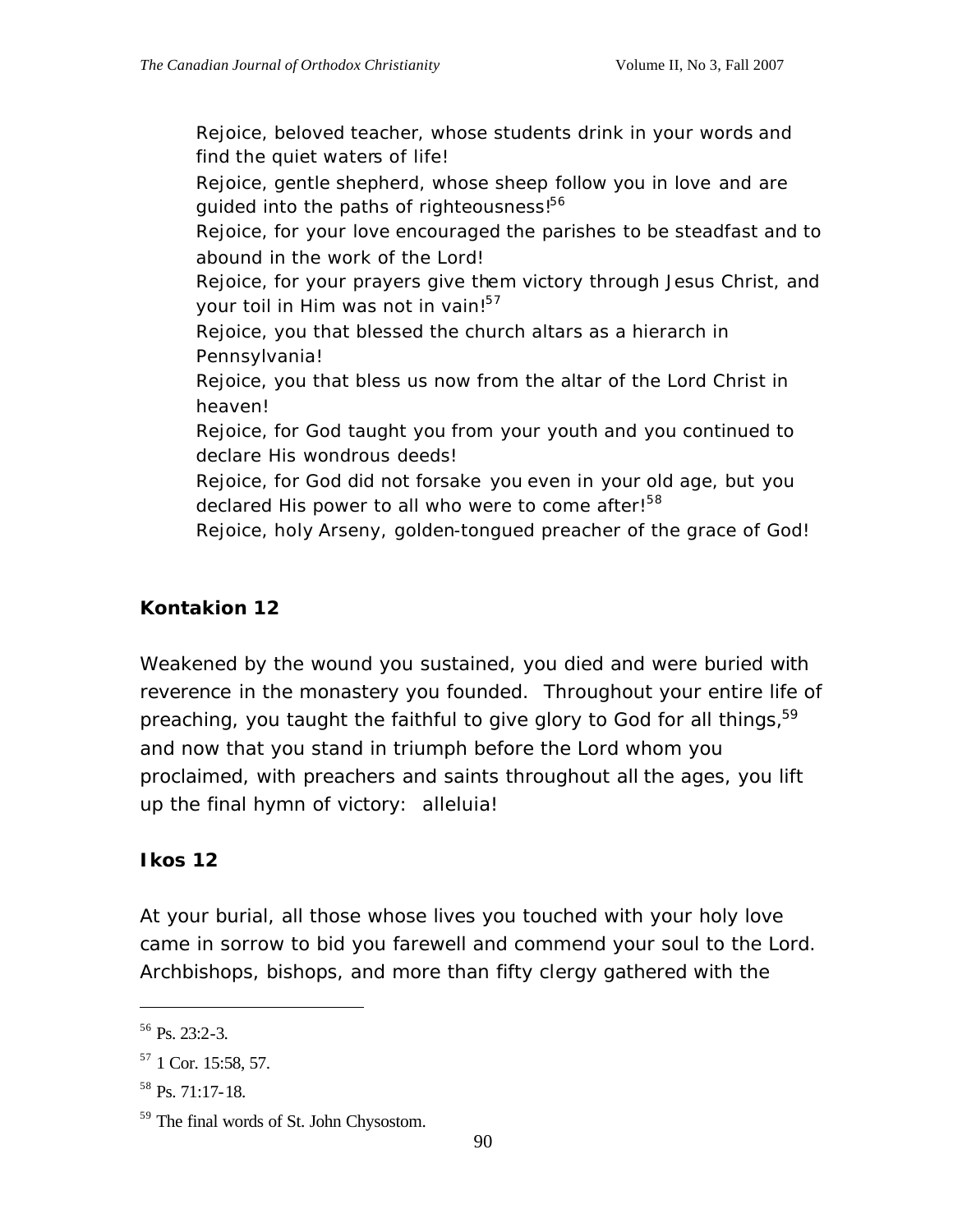Rejoice, beloved teacher, whose students drink in your words and find the quiet waters of life!
Rejoice, gentle shepherd, whose sheep follow you in love and are guided into the paths of righteousness![56]
Rejoice, for your love encouraged the parishes to be steadfast and to abound in the work of the Lord!
Rejoice, for your prayers give them victory through Jesus Christ, and your toil in Him was not in vain![57]
Rejoice, you that blessed the church altars as a hierarch in Pennsylvania!
Rejoice, you that bless us now from the altar of the Lord Christ in heaven!
Rejoice, for God taught you from your youth and you continued to declare His wondrous deeds!
Rejoice, for God did not forsake you even in your old age, but you declared His power to all who were to come after![58]
Rejoice, holy Arseny, golden-tongued preacher of the grace of God!

**Kontakion 12**

Weakened by the wound you sustained, you died and were buried with reverence in the monastery you founded. Throughout your entire life of preaching, you taught the faithful to give glory to God for all things,[59] and now that you stand in triumph before the Lord whom you proclaimed, with preachers and saints throughout all the ages, you lift up the final hymn of victory: alleluia!

**Ikos 12**

At your burial, all those whose lives you touched with your holy love came in sorrow to bid you farewell and commend your soul to the Lord. Archbishops, bishops, and more than fifty clergy gathered with the

---

[56] Ps. 23:2-3.

[57] 1 Cor. 15:58, 57.

[58] Ps. 71:17-18.

[59] The final words of St. John Chysostom.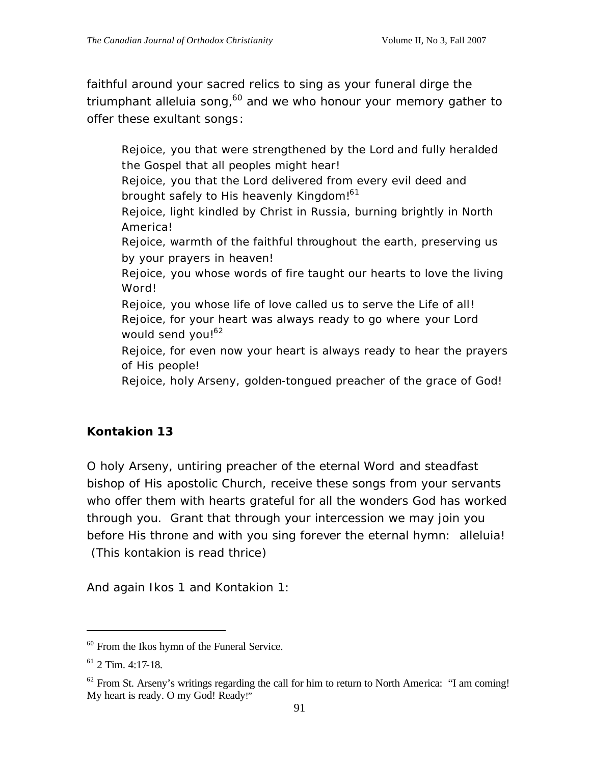faithful around your sacred relics to sing as your funeral dirge the triumphant alleluia song,[60] and we who honour your memory gather to offer these exultant songs:

> Rejoice, you that were strengthened by the Lord and fully heralded the Gospel that all peoples might hear!
> Rejoice, you that the Lord delivered from every evil deed and brought safely to His heavenly Kingdom![61]
> Rejoice, light kindled by Christ in Russia, burning brightly in North America!
> Rejoice, warmth of the faithful throughout the earth, preserving us by your prayers in heaven!
> Rejoice, you whose words of fire taught our hearts to love the living Word!
> Rejoice, you whose life of love called us to serve the Life of all!
> Rejoice, for your heart was always ready to go where your Lord would send you![62]
> Rejoice, for even now your heart is always ready to hear the prayers of His people!
> Rejoice, holy Arseny, golden-tongued preacher of the grace of God!

**Kontakion 13**

O holy Arseny, untiring preacher of the eternal Word and steadfast bishop of His apostolic Church, receive these songs from your servants who offer them with hearts grateful for all the wonders God has worked through you. Grant that through your intercession we may join you before His throne and with you sing forever the eternal hymn: alleluia! (This kontakion is read thrice)

And again Ikos 1 and Kontakion 1:

---

[60] From the Ikos hymn of the Funeral Service.

[61] 2 Tim. 4:17-18.

[62] From St. Arseny's writings regarding the call for him to return to North America: "I am coming! My heart is ready. O my God! Ready!"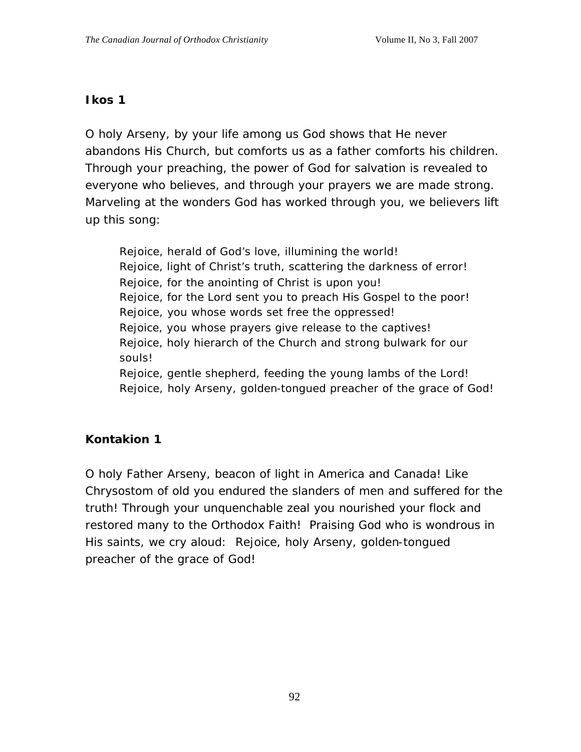### Ikos 1

O holy Arseny, by your life among us God shows that He never abandons His Church, but comforts us as a father comforts his children. Through your preaching, the power of God for salvation is revealed to everyone who believes, and through your prayers we are made strong. Marveling at the wonders God has worked through you, we believers lift up this song:

> Rejoice, herald of God's love, illumining the world!
> Rejoice, light of Christ's truth, scattering the darkness of error!
> Rejoice, for the anointing of Christ is upon you!
> Rejoice, for the Lord sent you to preach His Gospel to the poor!
> Rejoice, you whose words set free the oppressed!
> Rejoice, you whose prayers give release to the captives!
> Rejoice, holy hierarch of the Church and strong bulwark for our souls!
> Rejoice, gentle shepherd, feeding the young lambs of the Lord!
> Rejoice, holy Arseny, golden-tongued preacher of the grace of God!

### Kontakion 1

O holy Father Arseny, beacon of light in America and Canada! Like Chrysostom of old you endured the slanders of men and suffered for the truth! Through your unquenchable zeal you nourished your flock and restored many to the Orthodox Faith! Praising God who is wondrous in His saints, we cry aloud: Rejoice, holy Arseny, golden-tongued preacher of the grace of God!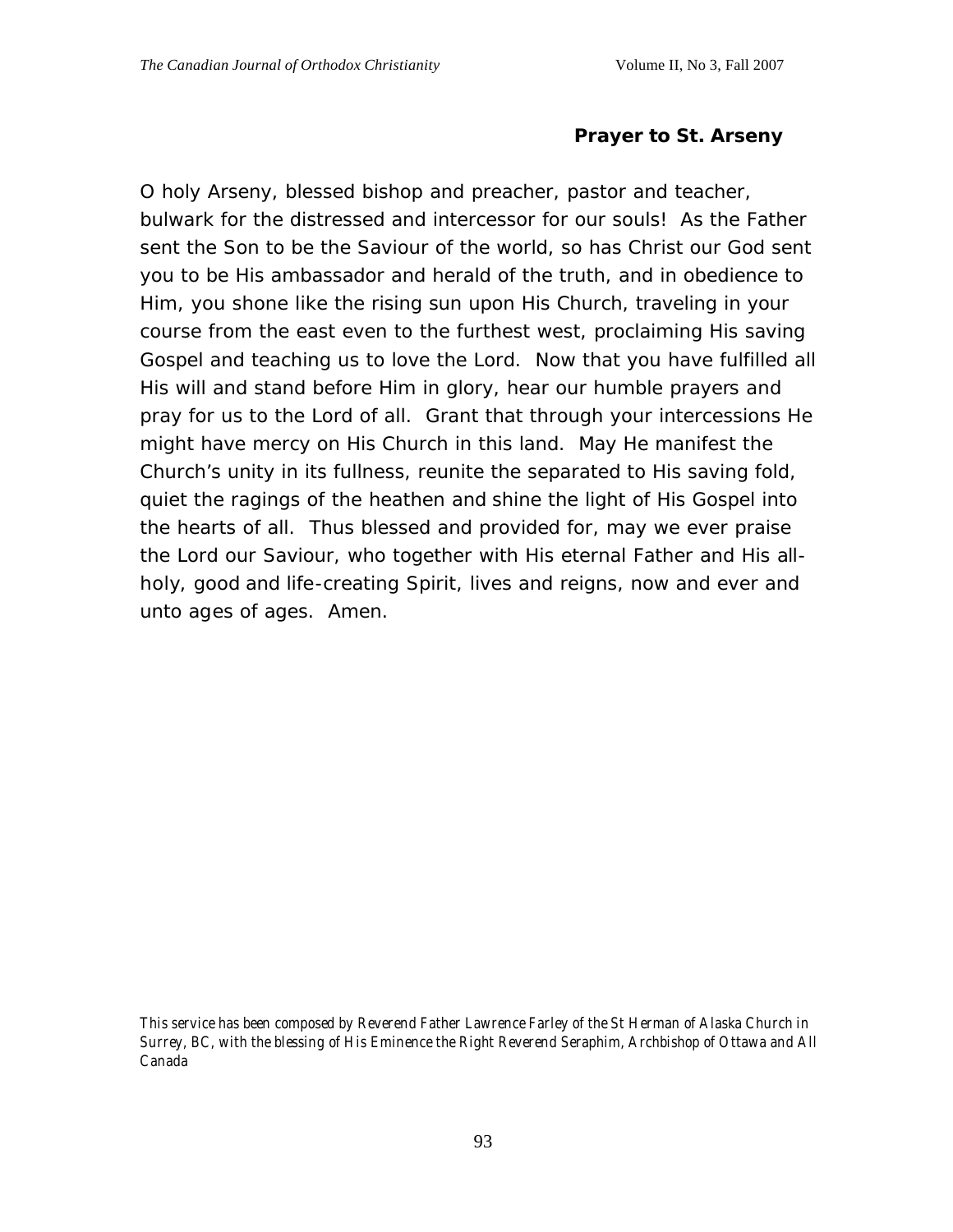## Prayer to St. Arseny

O holy Arseny, blessed bishop and preacher, pastor and teacher, bulwark for the distressed and intercessor for our souls! As the Father sent the Son to be the Saviour of the world, so has Christ our God sent you to be His ambassador and herald of the truth, and in obedience to Him, you shone like the rising sun upon His Church, traveling in your course from the east even to the furthest west, proclaiming His saving Gospel and teaching us to love the Lord. Now that you have fulfilled all His will and stand before Him in glory, hear our humble prayers and pray for us to the Lord of all. Grant that through your intercessions He might have mercy on His Church in this land. May He manifest the Church's unity in its fullness, reunite the separated to His saving fold, quiet the ragings of the heathen and shine the light of His Gospel into the hearts of all. Thus blessed and provided for, may we ever praise the Lord our Saviour, who together with His eternal Father and His all-holy, good and life-creating Spirit, lives and reigns, now and ever and unto ages of ages. Amen.

*This service has been composed by Reverend Father Lawrence Farley of the St Herman of Alaska Church in Surrey, BC, with the blessing of His Eminence the Right Reverend Seraphim, Archbishop of Ottawa and All Canada*